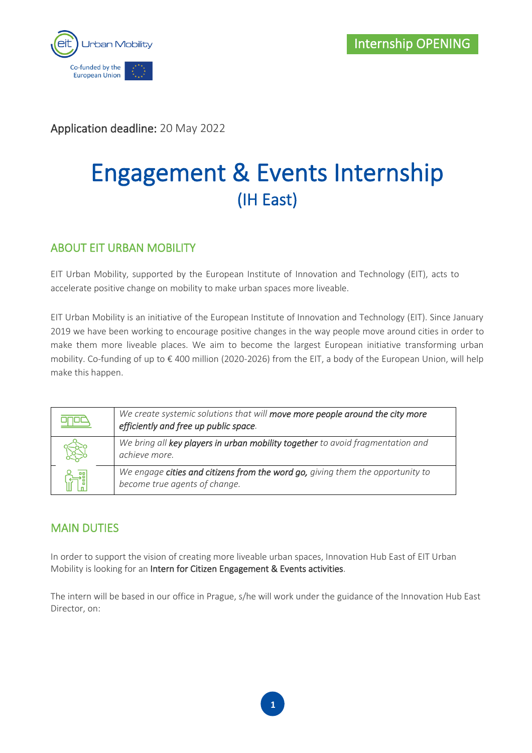Internship OPENING

**Application deadline:** 20 May 2022

# Engagement & Events Internship

## (IH East)

## ABOUT EIT URBAN MOBILITY

EIT Urban Mobility, supported by the European Institute of Innovation and Technology (EIT), acts to accelerate positive change on mobility to make urban spaces more liveable.

EIT Urban Mobility is an initiative of the European Institute of Innovation and Technology (EIT). Since January 2019 we have been working to encourage positive changes in the way people move around cities in order to make them more liveable places. We aim to become the largest European initiative transforming urban mobility. Co-funding of up to € 400 million (2020-2026) from the EIT, a body of the European Union, will help make this happen.

| | |
|---|---|
| | *We create systemic solutions that will **move more people around the city more efficiently and free up public space**.* |
| | *We bring all **key players in urban mobility together** to avoid fragmentation and achieve more.* |
| | *We engage **cities and citizens from the word go,** giving them the opportunity to become true agents of change.* |

## MAIN DUTIES

In order to support the vision of creating more liveable urban spaces, Innovation Hub East of EIT Urban Mobility is looking for an **Intern for Citizen Engagement & Events activities**.

The intern will be based in our office in Prague, s/he will work under the guidance of the Innovation Hub East Director, on: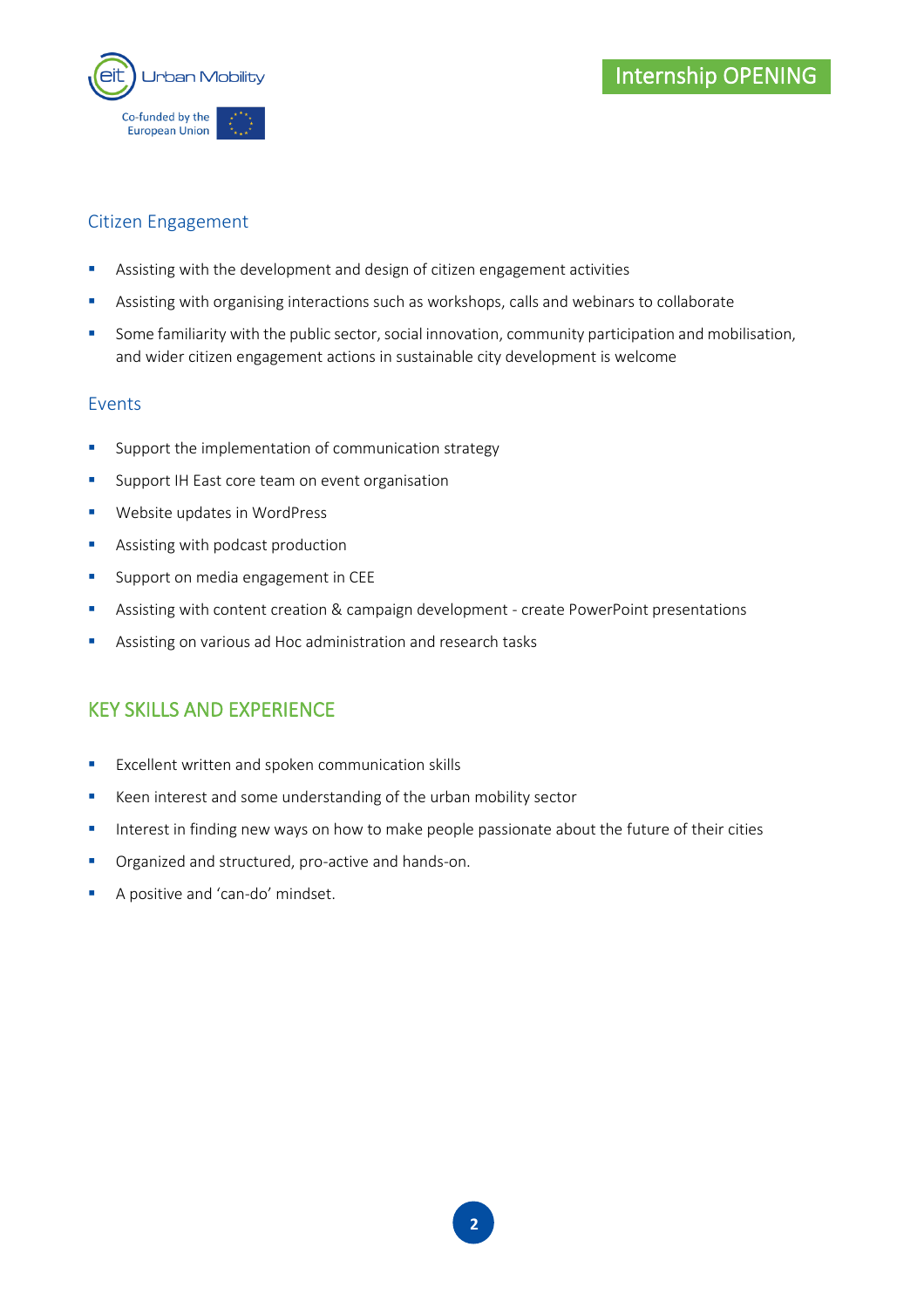### Citizen Engagement

- Assisting with the development and design of citizen engagement activities
- Assisting with organising interactions such as workshops, calls and webinars to collaborate
- Some familiarity with the public sector, social innovation, community participation and mobilisation, and wider citizen engagement actions in sustainable city development is welcome

### Events

- Support the implementation of communication strategy
- Support IH East core team on event organisation
- Website updates in WordPress
- Assisting with podcast production
- Support on media engagement in CEE
- Assisting with content creation & campaign development - create PowerPoint presentations
- Assisting on various ad Hoc administration and research tasks

## KEY SKILLS AND EXPERIENCE

- Excellent written and spoken communication skills
- Keen interest and some understanding of the urban mobility sector
- Interest in finding new ways on how to make people passionate about the future of their cities
- Organized and structured, pro-active and hands-on.
- A positive and 'can-do' mindset.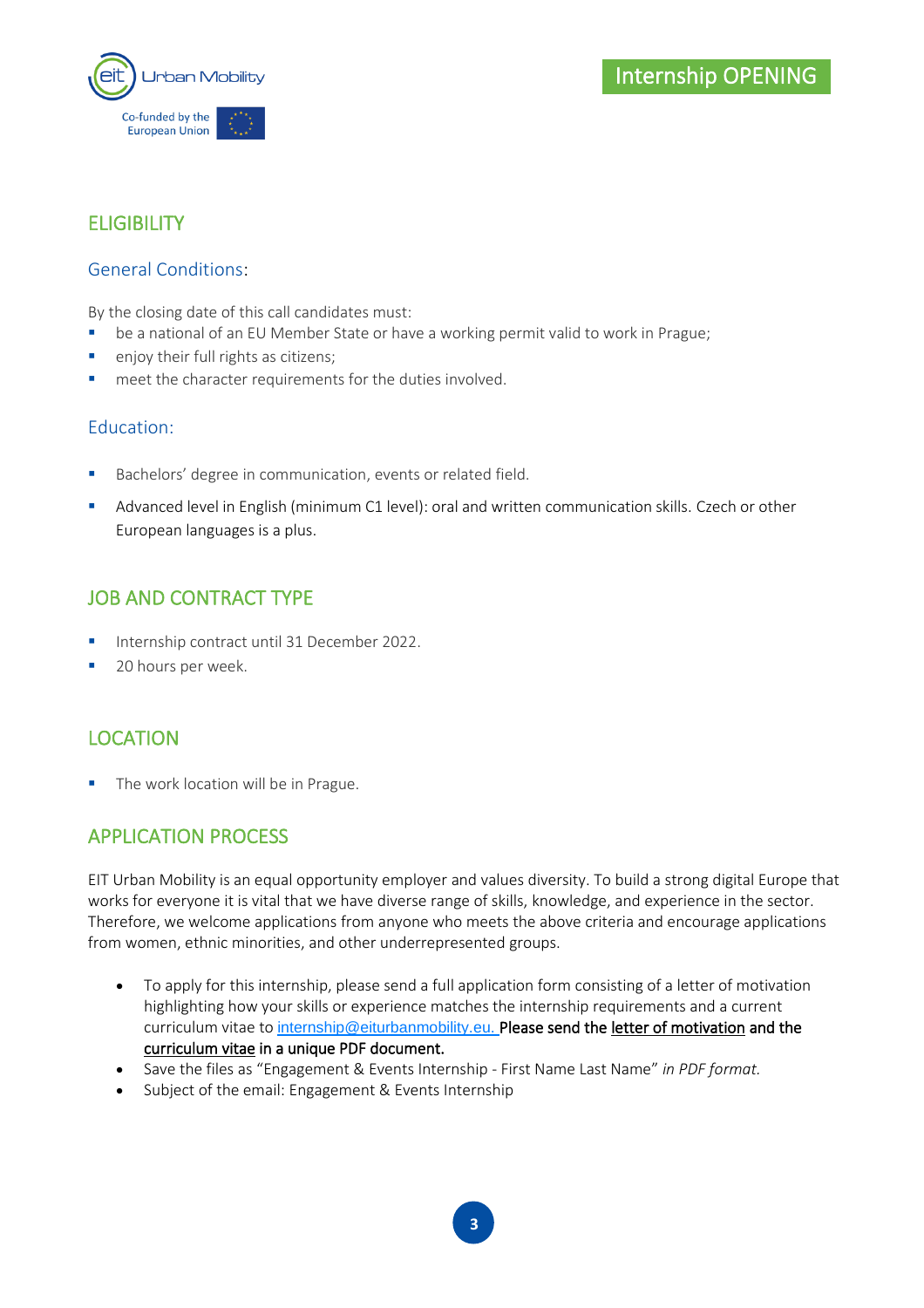## ELIGIBILITY

### General Conditions:

By the closing date of this call candidates must:

- be a national of an EU Member State or have a working permit valid to work in Prague;
- enjoy their full rights as citizens;
- meet the character requirements for the duties involved.

### Education:

- Bachelors' degree in communication, events or related field.
- Advanced level in English (minimum C1 level): oral and written communication skills. Czech or other European languages is a plus.

## JOB AND CONTRACT TYPE

- Internship contract until 31 December 2022.
- 20 hours per week.

## LOCATION

- The work location will be in Prague.

## APPLICATION PROCESS

EIT Urban Mobility is an equal opportunity employer and values diversity. To build a strong digital Europe that works for everyone it is vital that we have diverse range of skills, knowledge, and experience in the sector. Therefore, we welcome applications from anyone who meets the above criteria and encourage applications from women, ethnic minorities, and other underrepresented groups.

- To apply for this internship, please send a full application form consisting of a letter of motivation highlighting how your skills or experience matches the internship requirements and a current curriculum vitae to internship@eiturbanmobility.eu. **Please send the letter of motivation and the curriculum vitae in a unique PDF document.**
- Save the files as "Engagement & Events Internship - First Name Last Name" *in PDF format.*
- Subject of the email: Engagement & Events Internship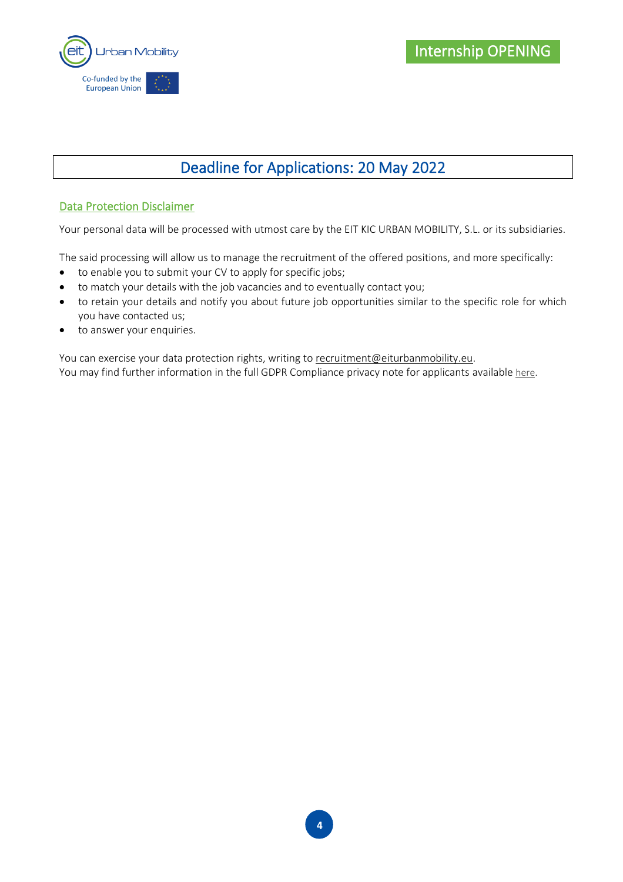Internship OPENING

## Deadline for Applications: 20 May 2022

### Data Protection Disclaimer

Your personal data will be processed with utmost care by the EIT KIC URBAN MOBILITY, S.L. or its subsidiaries.

The said processing will allow us to manage the recruitment of the offered positions, and more specifically:

- to enable you to submit your CV to apply for specific jobs;
- to match your details with the job vacancies and to eventually contact you;
- to retain your details and notify you about future job opportunities similar to the specific role for which you have contacted us;
- to answer your enquiries.

You can exercise your data protection rights, writing to recruitment@eiturbanmobility.eu.
You may find further information in the full GDPR Compliance privacy note for applicants available here.